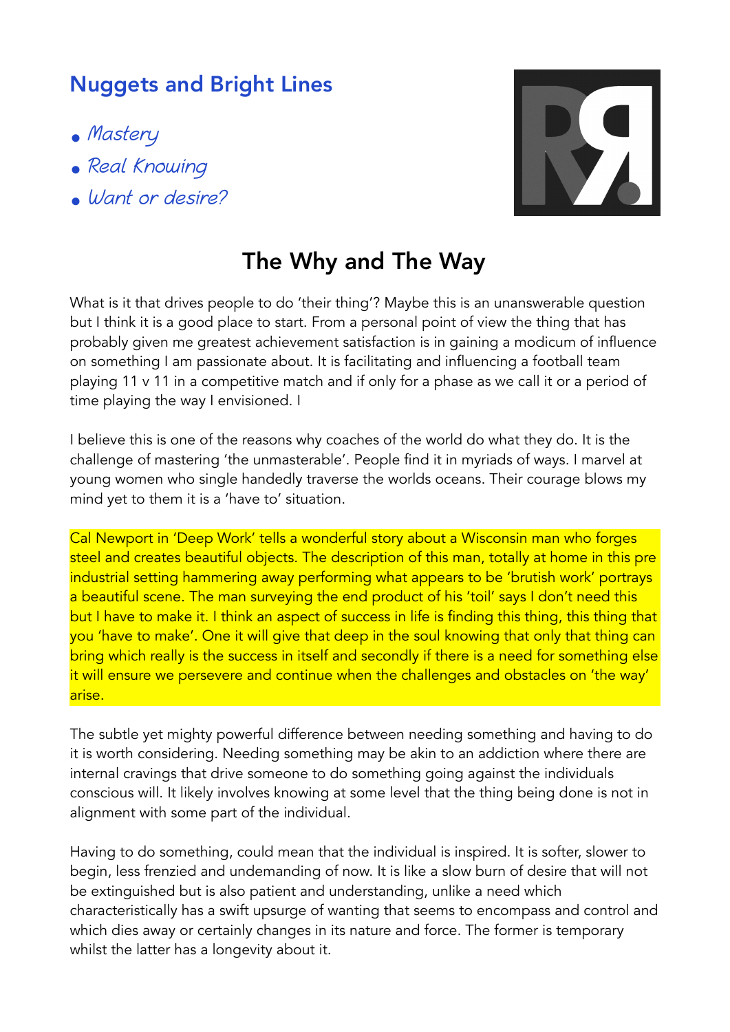## Nuggets and Bright Lines

- *Mastery*
- *Real Knowing*
- *Want or desire?*

# The Why and The Way

What is it that drives people to do 'their thing'? Maybe this is an unanswerable question but I think it is a good place to start. From a personal point of view the thing that has probably given me greatest achievement satisfaction is in gaining a modicum of influence on something I am passionate about. It is facilitating and influencing a football team playing 11 v 11 in a competitive match and if only for a phase as we call it or a period of time playing the way I envisioned. I

I believe this is one of the reasons why coaches of the world do what they do. It is the challenge of mastering 'the unmasterable'. People find it in myriads of ways. I marvel at young women who single handedly traverse the worlds oceans. Their courage blows my mind yet to them it is a 'have to' situation.

Cal Newport in 'Deep Work' tells a wonderful story about a Wisconsin man who forges steel and creates beautiful objects. The description of this man, totally at home in this pre industrial setting hammering away performing what appears to be 'brutish work' portrays a beautiful scene. The man surveying the end product of his 'toil' says I don't need this but I have to make it. I think an aspect of success in life is finding this thing, this thing that you 'have to make'. One it will give that deep in the soul knowing that only that thing can bring which really is the success in itself and secondly if there is a need for something else it will ensure we persevere and continue when the challenges and obstacles on 'the way' arise.

The subtle yet mighty powerful difference between needing something and having to do it is worth considering. Needing something may be akin to an addiction where there are internal cravings that drive someone to do something going against the individuals conscious will. It likely involves knowing at some level that the thing being done is not in alignment with some part of the individual.

Having to do something, could mean that the individual is inspired. It is softer, slower to begin, less frenzied and undemanding of now. It is like a slow burn of desire that will not be extinguished but is also patient and understanding, unlike a need which characteristically has a swift upsurge of wanting that seems to encompass and control and which dies away or certainly changes in its nature and force. The former is temporary whilst the latter has a longevity about it.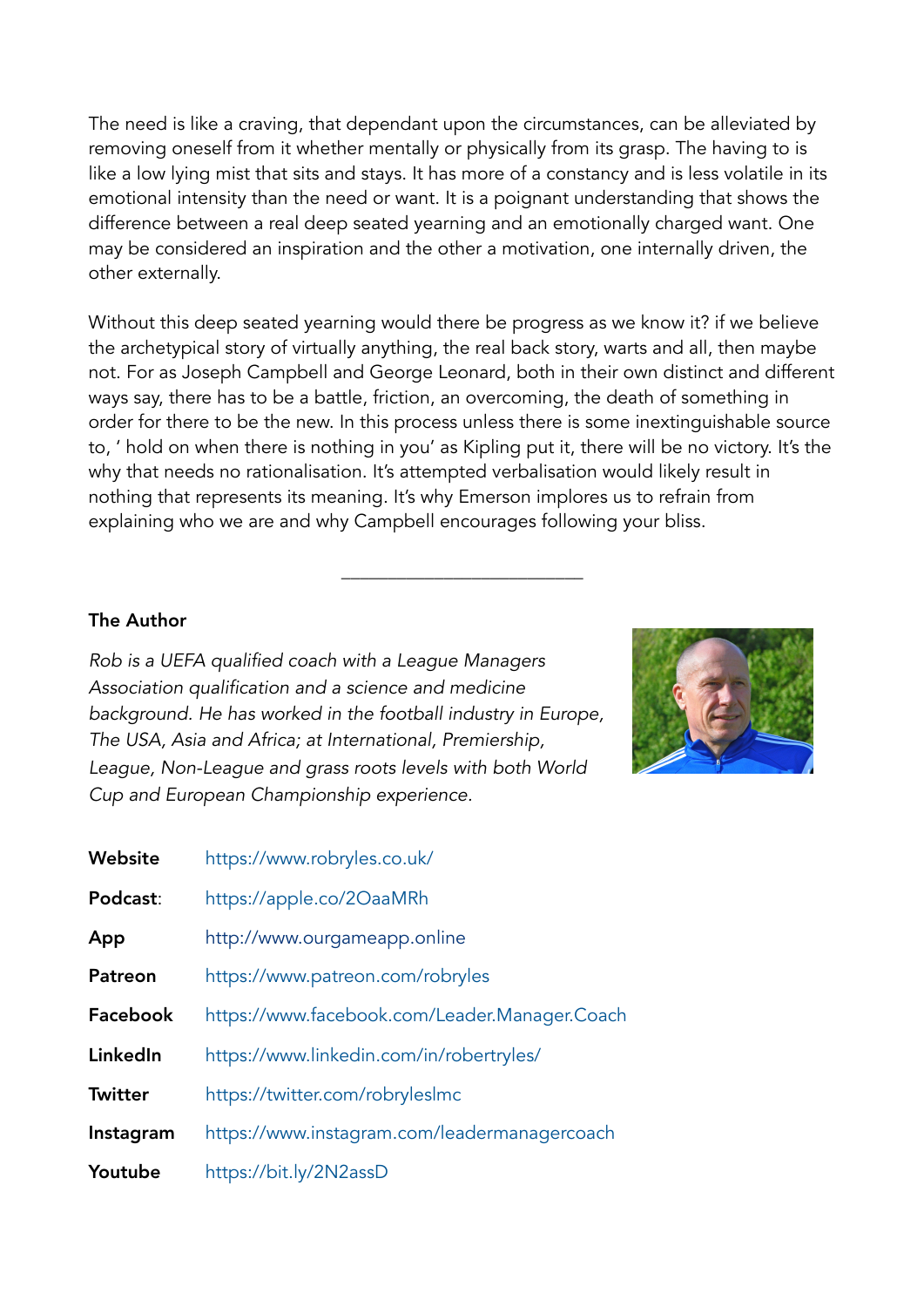The need is like a craving, that dependant upon the circumstances, can be alleviated by removing oneself from it whether mentally or physically from its grasp. The having to is like a low lying mist that sits and stays. It has more of a constancy and is less volatile in its emotional intensity than the need or want. It is a poignant understanding that shows the difference between a real deep seated yearning and an emotionally charged want. One may be considered an inspiration and the other a motivation, one internally driven, the other externally.

Without this deep seated yearning would there be progress as we know it? if we believe the archetypical story of virtually anything, the real back story, warts and all, then maybe not. For as Joseph Campbell and George Leonard, both in their own distinct and different ways say, there has to be a battle, friction, an overcoming, the death of something in order for there to be the new. In this process unless there is some inextinguishable source to, ' hold on when there is nothing in you' as Kipling put it, there will be no victory. It's the why that needs no rationalisation. It's attempted verbalisation would likely result in nothing that represents its meaning. It's why Emerson implores us to refrain from explaining who we are and why Campbell encourages following your bliss.

---

**The Author**

*Rob is a UEFA qualified coach with a League Managers Association qualification and a science and medicine background. He has worked in the football industry in Europe, The USA, Asia and Africa; at International, Premiership, League, Non-League and grass roots levels with both World Cup and European Championship experience.*

| | |
|---|---|
| **Website** | https://www.robryles.co.uk/ |
| **Podcast**: | https://apple.co/2OaaMRh |
| **App** | http://www.ourgameapp.online |
| **Patreon** | https://www.patreon.com/robryles |
| **Facebook** | https://www.facebook.com/Leader.Manager.Coach |
| **LinkedIn** | https://www.linkedin.com/in/robertryles/ |
| **Twitter** | https://twitter.com/robryleslmc |
| **Instagram** | https://www.instagram.com/leadermanagercoach |
| **Youtube** | https://bit.ly/2N2assD |